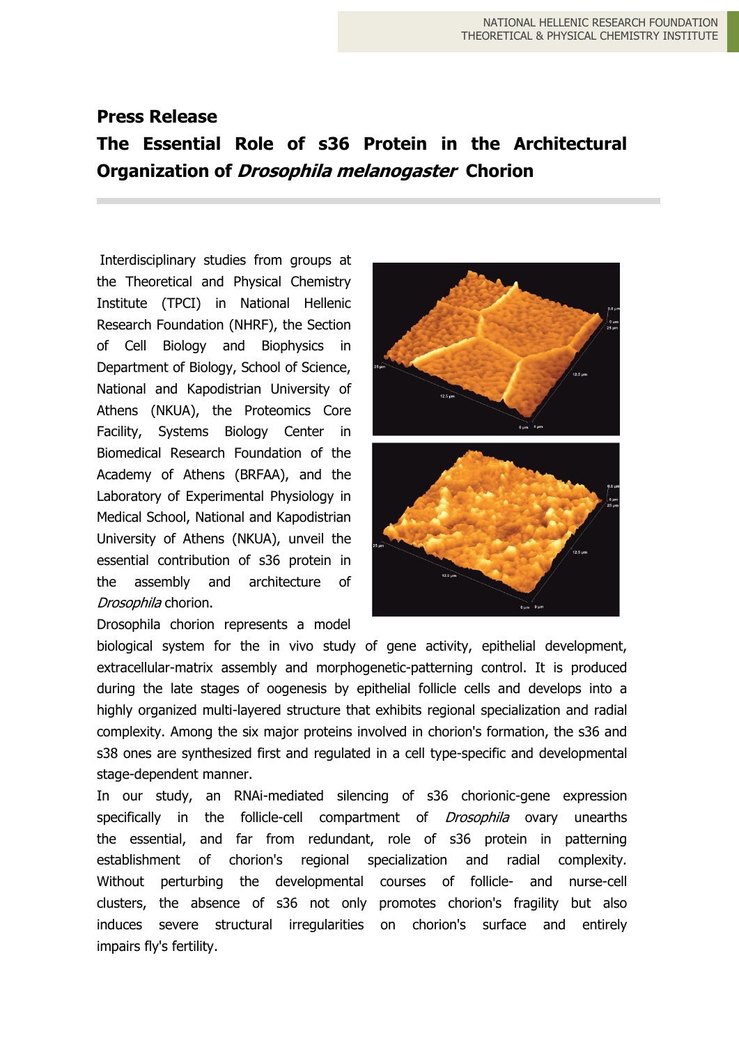**Press Release**

# The Essential Role of s36 Protein in the Architectural Organization of *Drosophila melanogaster* Chorion

Interdisciplinary studies from groups at the Theoretical and Physical Chemistry Institute (TPCI) in National Hellenic Research Foundation (NHRF), the Section of Cell Biology and Biophysics in Department of Biology, School of Science, National and Kapodistrian University of Athens (NKUA), the Proteomics Core Facility, Systems Biology Center in Biomedical Research Foundation of the Academy of Athens (BRFAA), and the Laboratory of Experimental Physiology in Medical School, National and Kapodistrian University of Athens (NKUA), unveil the essential contribution of s36 protein in the assembly and architecture of *Drosophila* chorion.

Drosophila chorion represents a model biological system for the in vivo study of gene activity, epithelial development, extracellular-matrix assembly and morphogenetic-patterning control. It is produced during the late stages of oogenesis by epithelial follicle cells and develops into a highly organized multi-layered structure that exhibits regional specialization and radial complexity. Among the six major proteins involved in chorion's formation, the s36 and s38 ones are synthesized first and regulated in a cell type-specific and developmental stage-dependent manner.

In our study, an RNAi-mediated silencing of s36 chorionic-gene expression specifically in the follicle-cell compartment of *Drosophila* ovary unearths the essential, and far from redundant, role of s36 protein in patterning establishment of chorion's regional specialization and radial complexity. Without perturbing the developmental courses of follicle- and nurse-cell clusters, the absence of s36 not only promotes chorion's fragility but also induces severe structural irregularities on chorion's surface and entirely impairs fly's fertility.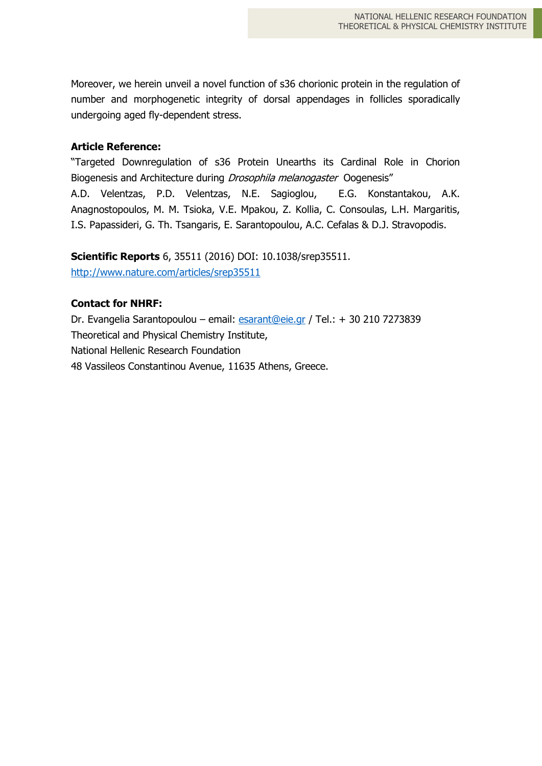Moreover, we herein unveil a novel function of s36 chorionic protein in the regulation of number and morphogenetic integrity of dorsal appendages in follicles sporadically undergoing aged fly-dependent stress.

**Article Reference:**

"Targeted Downregulation of s36 Protein Unearths its Cardinal Role in Chorion Biogenesis and Architecture during *Drosophila melanogaster* Oogenesis"

A.D. Velentzas, P.D. Velentzas, N.E. Sagioglou, E.G. Konstantakou, A.K. Anagnostopoulos, M. M. Tsioka, V.E. Mpakou, Z. Kollia, C. Consoulas, L.H. Margaritis, I.S. Papassideri, G. Th. Tsangaris, E. Sarantopoulou, A.C. Cefalas & D.J. Stravopodis.

**Scientific Reports** 6, 35511 (2016) DOI: 10.1038/srep35511.
http://www.nature.com/articles/srep35511

**Contact for NHRF:**

Dr. Evangelia Sarantopoulou – email: esarant@eie.gr / Tel.: + 30 210 7273839
Theoretical and Physical Chemistry Institute,
National Hellenic Research Foundation
48 Vassileos Constantinou Avenue, 11635 Athens, Greece.